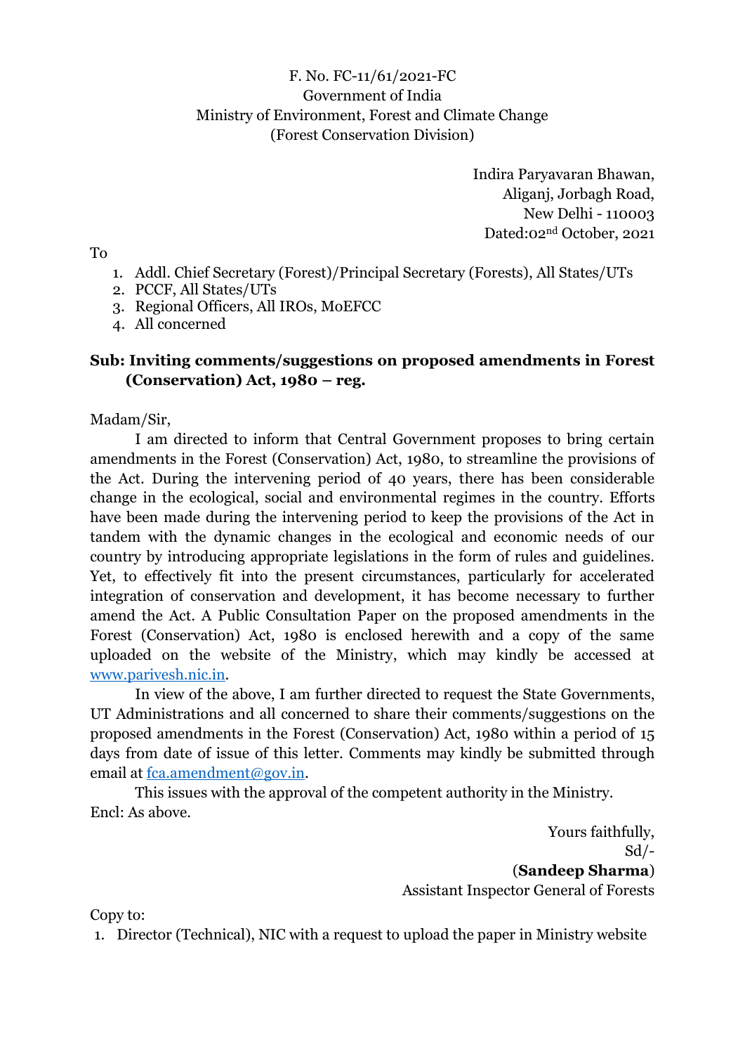F. No. FC-11/61/2021-FC
Government of India
Ministry of Environment, Forest and Climate Change
(Forest Conservation Division)

Indira Paryavaran Bhawan,
Aliganj, Jorbagh Road,
New Delhi - 110003
Dated:02nd October, 2021

To

1. Addl. Chief Secretary (Forest)/Principal Secretary (Forests), All States/UTs
2. PCCF, All States/UTs
3. Regional Officers, All IROs, MoEFCC
4. All concerned

**Sub: Inviting comments/suggestions on proposed amendments in Forest (Conservation) Act, 1980 – reg.**

Madam/Sir,

I am directed to inform that Central Government proposes to bring certain amendments in the Forest (Conservation) Act, 1980, to streamline the provisions of the Act. During the intervening period of 40 years, there has been considerable change in the ecological, social and environmental regimes in the country. Efforts have been made during the intervening period to keep the provisions of the Act in tandem with the dynamic changes in the ecological and economic needs of our country by introducing appropriate legislations in the form of rules and guidelines. Yet, to effectively fit into the present circumstances, particularly for accelerated integration of conservation and development, it has become necessary to further amend the Act. A Public Consultation Paper on the proposed amendments in the Forest (Conservation) Act, 1980 is enclosed herewith and a copy of the same uploaded on the website of the Ministry, which may kindly be accessed at www.parivesh.nic.in.

In view of the above, I am further directed to request the State Governments, UT Administrations and all concerned to share their comments/suggestions on the proposed amendments in the Forest (Conservation) Act, 1980 within a period of 15 days from date of issue of this letter. Comments may kindly be submitted through email at fca.amendment@gov.in.

This issues with the approval of the competent authority in the Ministry.

Encl: As above.

Yours faithfully,
Sd/-
(**Sandeep Sharma**)
Assistant Inspector General of Forests

Copy to:

1. Director (Technical), NIC with a request to upload the paper in Ministry website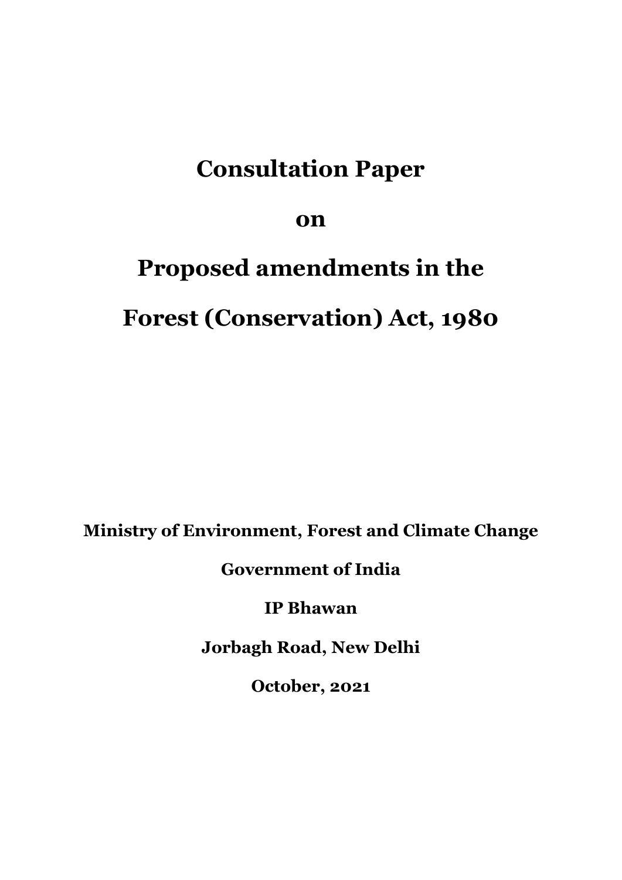# Consultation Paper

# on

# Proposed amendments in the

# Forest (Conservation) Act, 1980

**Ministry of Environment, Forest and Climate Change**

**Government of India**

**IP Bhawan**

**Jorbagh Road, New Delhi**

**October, 2021**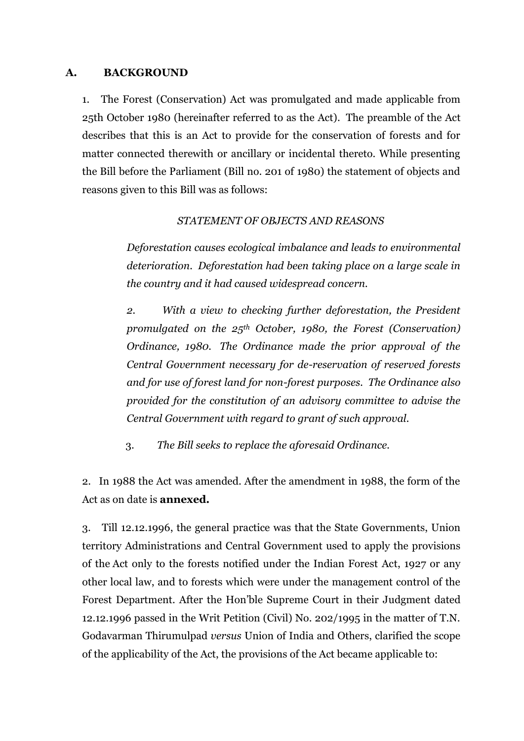## A. BACKGROUND

1. The Forest (Conservation) Act was promulgated and made applicable from 25th October 1980 (hereinafter referred to as the Act). The preamble of the Act describes that this is an Act to provide for the conservation of forests and for matter connected therewith or ancillary or incidental thereto. While presenting the Bill before the Parliament (Bill no. 201 of 1980) the statement of objects and reasons given to this Bill was as follows:

*STATEMENT OF OBJECTS AND REASONS*

> *Deforestation causes ecological imbalance and leads to environmental deterioration. Deforestation had been taking place on a large scale in the country and it had caused widespread concern.*
>
> *2. With a view to checking further deforestation, the President promulgated on the 25th October, 1980, the Forest (Conservation) Ordinance, 1980. The Ordinance made the prior approval of the Central Government necessary for de-reservation of reserved forests and for use of forest land for non-forest purposes. The Ordinance also provided for the constitution of an advisory committee to advise the Central Government with regard to grant of such approval.*
>
> 3. *The Bill seeks to replace the aforesaid Ordinance.*

2. In 1988 the Act was amended. After the amendment in 1988, the form of the Act as on date is **annexed.**

3. Till 12.12.1996, the general practice was that the State Governments, Union territory Administrations and Central Government used to apply the provisions of the Act only to the forests notified under the Indian Forest Act, 1927 or any other local law, and to forests which were under the management control of the Forest Department. After the Hon'ble Supreme Court in their Judgment dated 12.12.1996 passed in the Writ Petition (Civil) No. 202/1995 in the matter of T.N. Godavarman Thirumulpad *versus* Union of India and Others, clarified the scope of the applicability of the Act, the provisions of the Act became applicable to: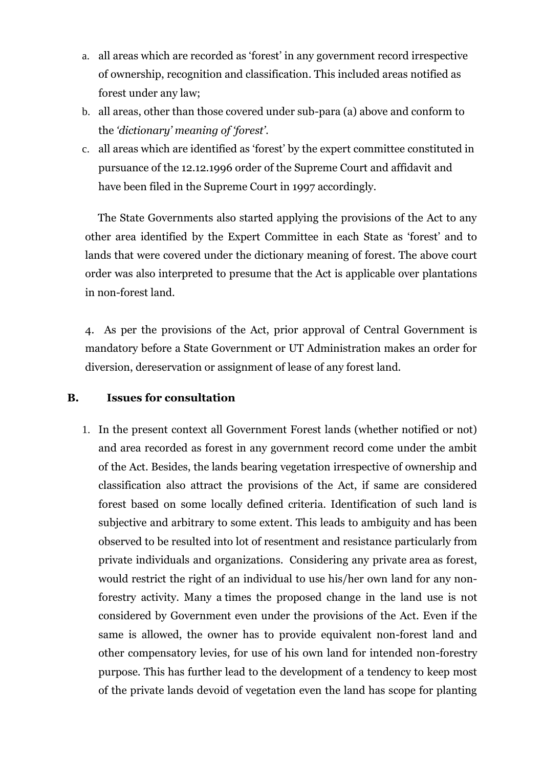a. all areas which are recorded as 'forest' in any government record irrespective of ownership, recognition and classification. This included areas notified as forest under any law;
b. all areas, other than those covered under sub-para (a) above and conform to the *'dictionary' meaning of 'forest'*.
c. all areas which are identified as 'forest' by the expert committee constituted in pursuance of the 12.12.1996 order of the Supreme Court and affidavit and have been filed in the Supreme Court in 1997 accordingly.

The State Governments also started applying the provisions of the Act to any other area identified by the Expert Committee in each State as 'forest' and to lands that were covered under the dictionary meaning of forest. The above court order was also interpreted to presume that the Act is applicable over plantations in non-forest land.

4. As per the provisions of the Act, prior approval of Central Government is mandatory before a State Government or UT Administration makes an order for diversion, dereservation or assignment of lease of any forest land.

## B. Issues for consultation

1. In the present context all Government Forest lands (whether notified or not) and area recorded as forest in any government record come under the ambit of the Act. Besides, the lands bearing vegetation irrespective of ownership and classification also attract the provisions of the Act, if same are considered forest based on some locally defined criteria. Identification of such land is subjective and arbitrary to some extent. This leads to ambiguity and has been observed to be resulted into lot of resentment and resistance particularly from private individuals and organizations. Considering any private area as forest, would restrict the right of an individual to use his/her own land for any non-forestry activity. Many a times the proposed change in the land use is not considered by Government even under the provisions of the Act. Even if the same is allowed, the owner has to provide equivalent non-forest land and other compensatory levies, for use of his own land for intended non-forestry purpose. This has further lead to the development of a tendency to keep most of the private lands devoid of vegetation even the land has scope for planting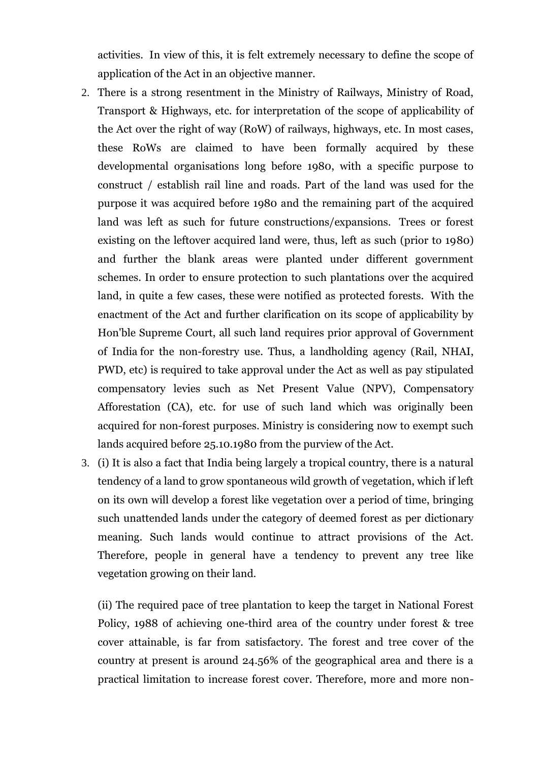activities. In view of this, it is felt extremely necessary to define the scope of application of the Act in an objective manner.

2. There is a strong resentment in the Ministry of Railways, Ministry of Road, Transport & Highways, etc. for interpretation of the scope of applicability of the Act over the right of way (RoW) of railways, highways, etc. In most cases, these RoWs are claimed to have been formally acquired by these developmental organisations long before 1980, with a specific purpose to construct / establish rail line and roads. Part of the land was used for the purpose it was acquired before 1980 and the remaining part of the acquired land was left as such for future constructions/expansions. Trees or forest existing on the leftover acquired land were, thus, left as such (prior to 1980) and further the blank areas were planted under different government schemes. In order to ensure protection to such plantations over the acquired land, in quite a few cases, these were notified as protected forests. With the enactment of the Act and further clarification on its scope of applicability by Hon'ble Supreme Court, all such land requires prior approval of Government of India for the non-forestry use. Thus, a landholding agency (Rail, NHAI, PWD, etc) is required to take approval under the Act as well as pay stipulated compensatory levies such as Net Present Value (NPV), Compensatory Afforestation (CA), etc. for use of such land which was originally been acquired for non-forest purposes. Ministry is considering now to exempt such lands acquired before 25.10.1980 from the purview of the Act.

3. (i) It is also a fact that India being largely a tropical country, there is a natural tendency of a land to grow spontaneous wild growth of vegetation, which if left on its own will develop a forest like vegetation over a period of time, bringing such unattended lands under the category of deemed forest as per dictionary meaning. Such lands would continue to attract provisions of the Act. Therefore, people in general have a tendency to prevent any tree like vegetation growing on their land.

   (ii) The required pace of tree plantation to keep the target in National Forest Policy, 1988 of achieving one-third area of the country under forest & tree cover attainable, is far from satisfactory. The forest and tree cover of the country at present is around 24.56% of the geographical area and there is a practical limitation to increase forest cover. Therefore, more and more non-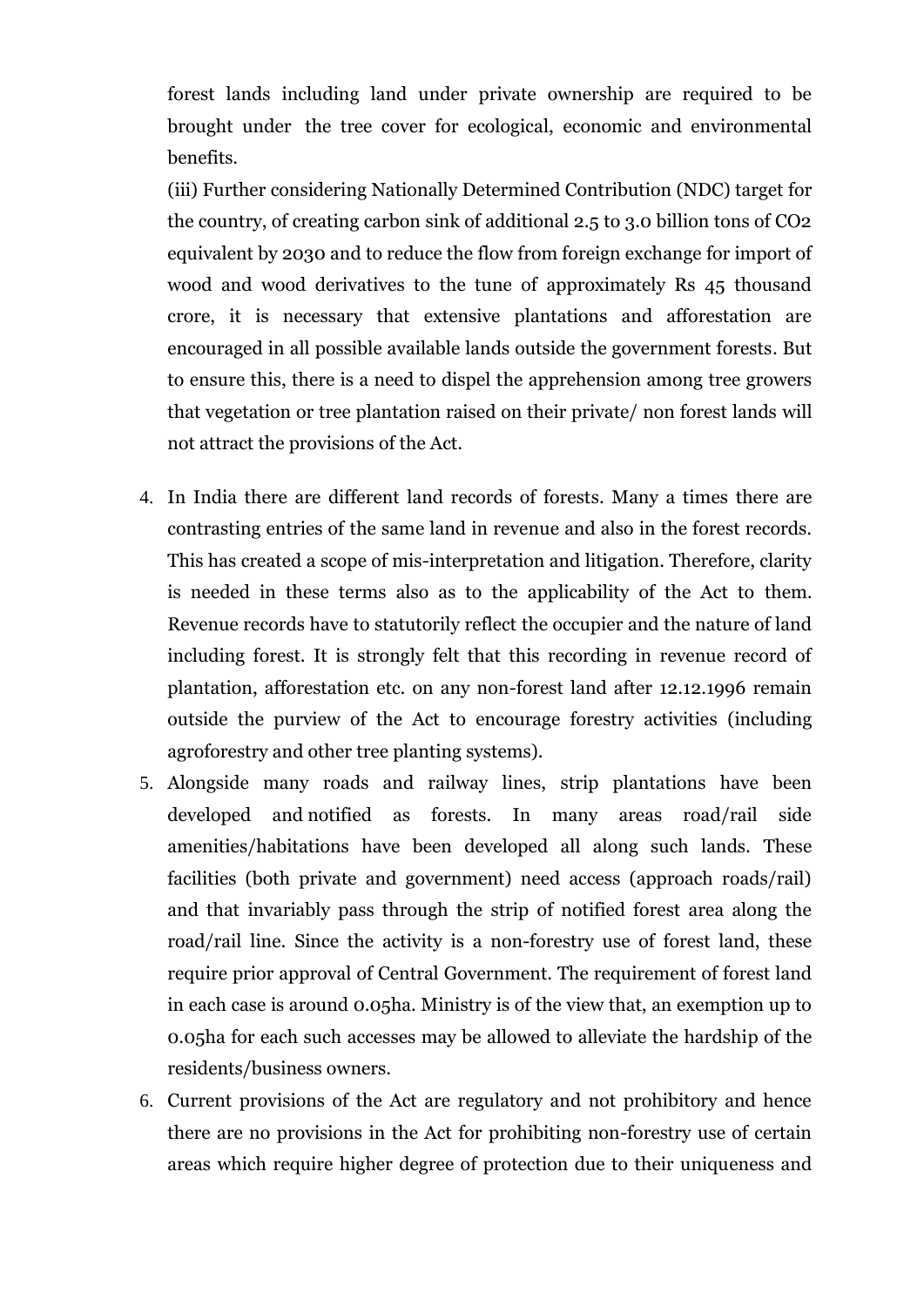forest lands including land under private ownership are required to be brought under the tree cover for ecological, economic and environmental benefits.

(iii) Further considering Nationally Determined Contribution (NDC) target for the country, of creating carbon sink of additional 2.5 to 3.0 billion tons of $CO_2$ equivalent by 2030 and to reduce the flow from foreign exchange for import of wood and wood derivatives to the tune of approximately Rs 45 thousand crore, it is necessary that extensive plantations and afforestation are encouraged in all possible available lands outside the government forests. But to ensure this, there is a need to dispel the apprehension among tree growers that vegetation or tree plantation raised on their private/ non forest lands will not attract the provisions of the Act.

4. In India there are different land records of forests. Many a times there are contrasting entries of the same land in revenue and also in the forest records. This has created a scope of mis-interpretation and litigation. Therefore, clarity is needed in these terms also as to the applicability of the Act to them. Revenue records have to statutorily reflect the occupier and the nature of land including forest. It is strongly felt that this recording in revenue record of plantation, afforestation etc. on any non-forest land after 12.12.1996 remain outside the purview of the Act to encourage forestry activities (including agroforestry and other tree planting systems).
5. Alongside many roads and railway lines, strip plantations have been developed and notified as forests. In many areas road/rail side amenities/habitations have been developed all along such lands. These facilities (both private and government) need access (approach roads/rail) and that invariably pass through the strip of notified forest area along the road/rail line. Since the activity is a non-forestry use of forest land, these require prior approval of Central Government. The requirement of forest land in each case is around 0.05ha. Ministry is of the view that, an exemption up to 0.05ha for each such accesses may be allowed to alleviate the hardship of the residents/business owners.
6. Current provisions of the Act are regulatory and not prohibitory and hence there are no provisions in the Act for prohibiting non-forestry use of certain areas which require higher degree of protection due to their uniqueness and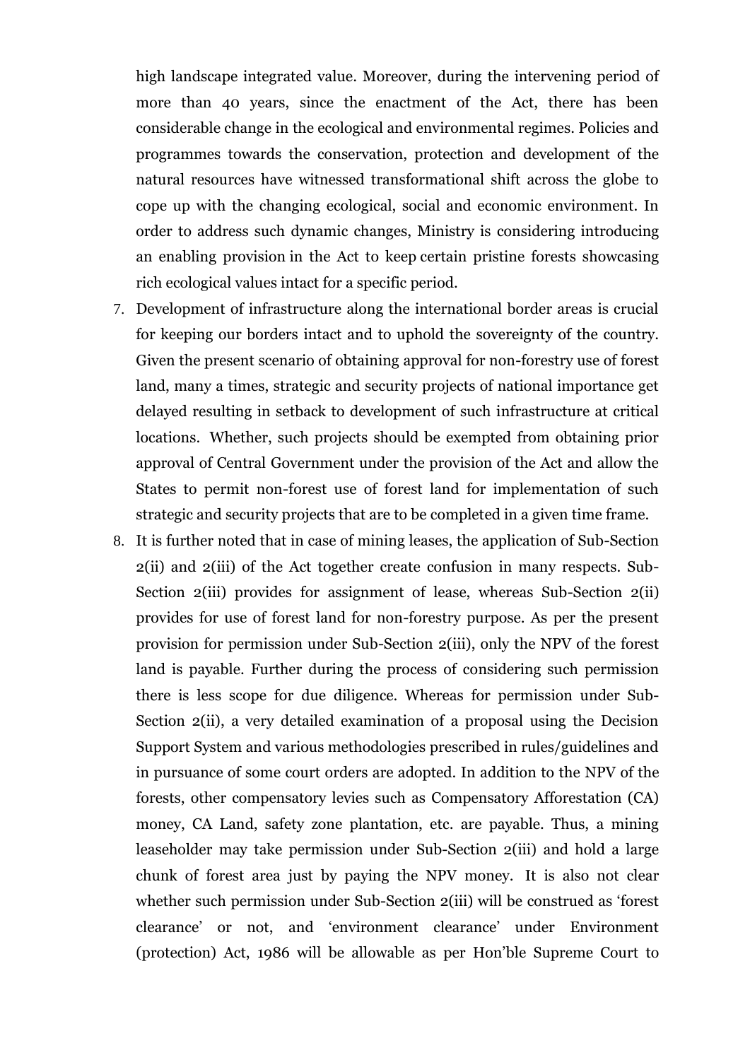high landscape integrated value. Moreover, during the intervening period of more than 40 years, since the enactment of the Act, there has been considerable change in the ecological and environmental regimes. Policies and programmes towards the conservation, protection and development of the natural resources have witnessed transformational shift across the globe to cope up with the changing ecological, social and economic environment. In order to address such dynamic changes, Ministry is considering introducing an enabling provision in the Act to keep certain pristine forests showcasing rich ecological values intact for a specific period.

7. Development of infrastructure along the international border areas is crucial for keeping our borders intact and to uphold the sovereignty of the country. Given the present scenario of obtaining approval for non-forestry use of forest land, many a times, strategic and security projects of national importance get delayed resulting in setback to development of such infrastructure at critical locations. Whether, such projects should be exempted from obtaining prior approval of Central Government under the provision of the Act and allow the States to permit non-forest use of forest land for implementation of such strategic and security projects that are to be completed in a given time frame.
8. It is further noted that in case of mining leases, the application of Sub-Section 2(ii) and 2(iii) of the Act together create confusion in many respects. Sub-Section 2(iii) provides for assignment of lease, whereas Sub-Section 2(ii) provides for use of forest land for non-forestry purpose. As per the present provision for permission under Sub-Section 2(iii), only the NPV of the forest land is payable. Further during the process of considering such permission there is less scope for due diligence. Whereas for permission under Sub-Section 2(ii), a very detailed examination of a proposal using the Decision Support System and various methodologies prescribed in rules/guidelines and in pursuance of some court orders are adopted. In addition to the NPV of the forests, other compensatory levies such as Compensatory Afforestation (CA) money, CA Land, safety zone plantation, etc. are payable. Thus, a mining leaseholder may take permission under Sub-Section 2(iii) and hold a large chunk of forest area just by paying the NPV money. It is also not clear whether such permission under Sub-Section 2(iii) will be construed as 'forest clearance' or not, and 'environment clearance' under Environment (protection) Act, 1986 will be allowable as per Hon'ble Supreme Court to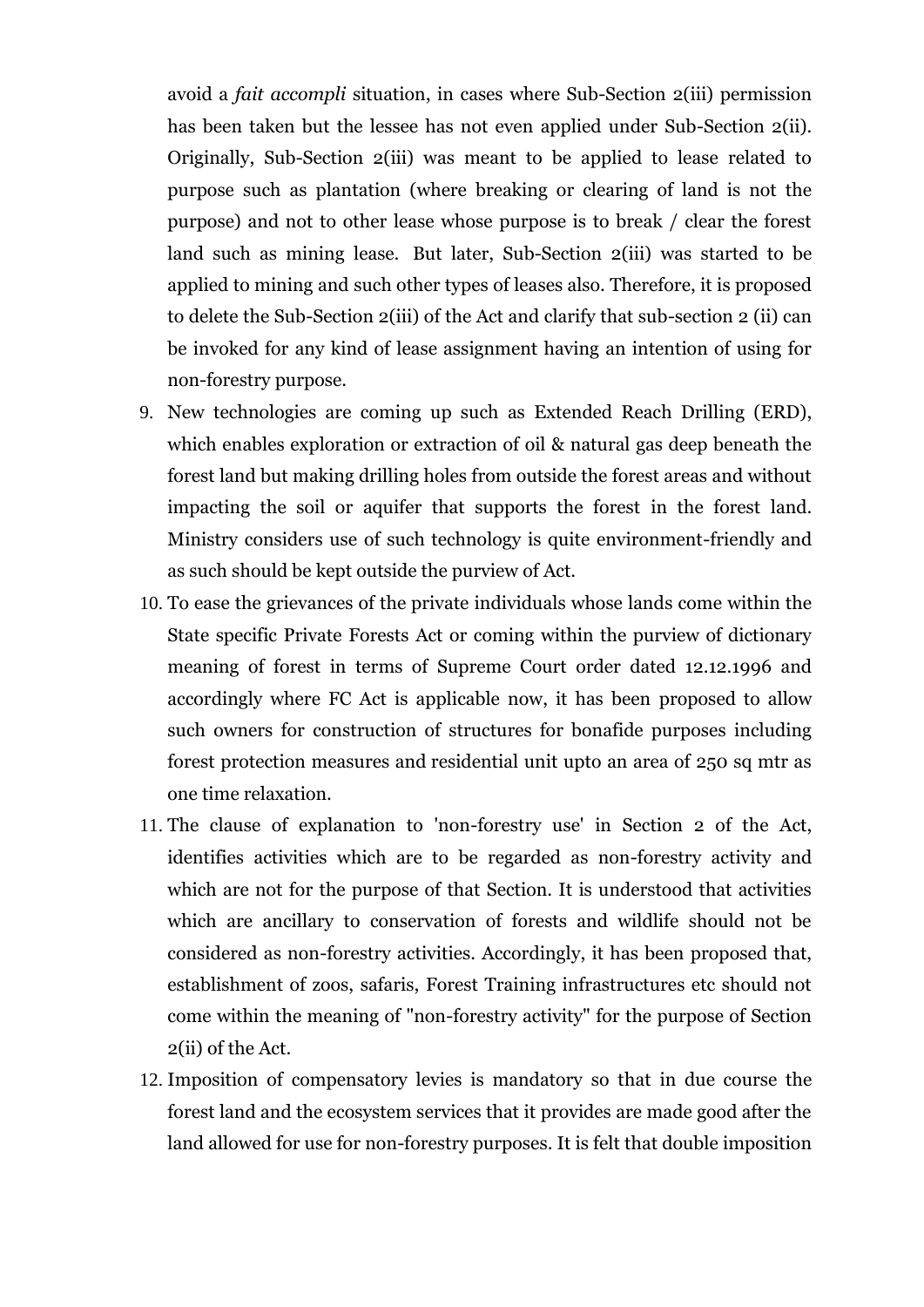avoid a *fait accompli* situation, in cases where Sub-Section 2(iii) permission has been taken but the lessee has not even applied under Sub-Section 2(ii). Originally, Sub-Section 2(iii) was meant to be applied to lease related to purpose such as plantation (where breaking or clearing of land is not the purpose) and not to other lease whose purpose is to break / clear the forest land such as mining lease. But later, Sub-Section 2(iii) was started to be applied to mining and such other types of leases also. Therefore, it is proposed to delete the Sub-Section 2(iii) of the Act and clarify that sub-section 2 (ii) can be invoked for any kind of lease assignment having an intention of using for non-forestry purpose.

9. New technologies are coming up such as Extended Reach Drilling (ERD), which enables exploration or extraction of oil & natural gas deep beneath the forest land but making drilling holes from outside the forest areas and without impacting the soil or aquifer that supports the forest in the forest land. Ministry considers use of such technology is quite environment-friendly and as such should be kept outside the purview of Act.
10. To ease the grievances of the private individuals whose lands come within the State specific Private Forests Act or coming within the purview of dictionary meaning of forest in terms of Supreme Court order dated 12.12.1996 and accordingly where FC Act is applicable now, it has been proposed to allow such owners for construction of structures for bonafide purposes including forest protection measures and residential unit upto an area of 250 sq mtr as one time relaxation.
11. The clause of explanation to 'non-forestry use' in Section 2 of the Act, identifies activities which are to be regarded as non-forestry activity and which are not for the purpose of that Section. It is understood that activities which are ancillary to conservation of forests and wildlife should not be considered as non-forestry activities. Accordingly, it has been proposed that, establishment of zoos, safaris, Forest Training infrastructures etc should not come within the meaning of "non-forestry activity" for the purpose of Section 2(ii) of the Act.
12. Imposition of compensatory levies is mandatory so that in due course the forest land and the ecosystem services that it provides are made good after the land allowed for use for non-forestry purposes. It is felt that double imposition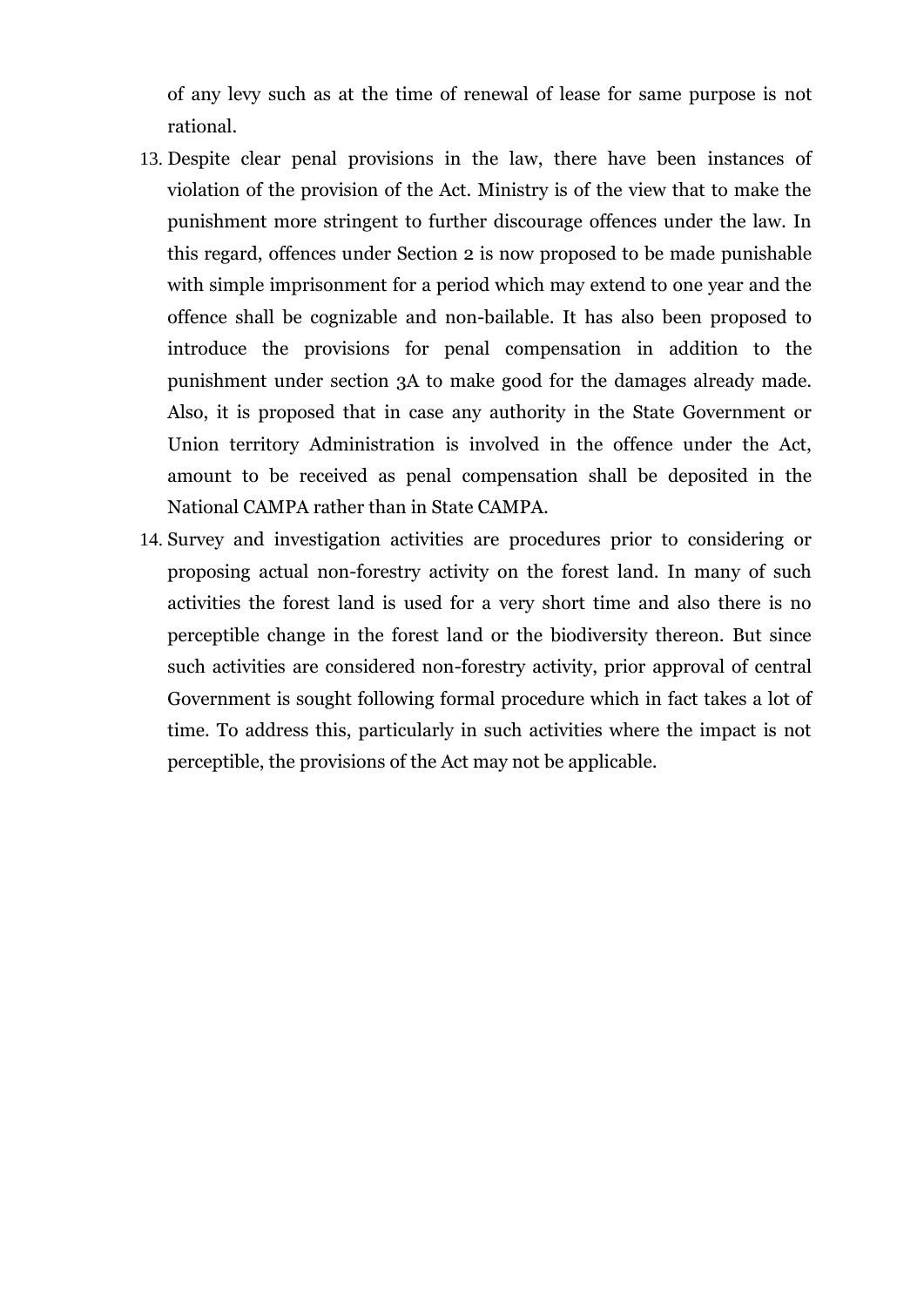of any levy such as at the time of renewal of lease for same purpose is not rational.

13. Despite clear penal provisions in the law, there have been instances of violation of the provision of the Act. Ministry is of the view that to make the punishment more stringent to further discourage offences under the law. In this regard, offences under Section 2 is now proposed to be made punishable with simple imprisonment for a period which may extend to one year and the offence shall be cognizable and non-bailable. It has also been proposed to introduce the provisions for penal compensation in addition to the punishment under section 3A to make good for the damages already made. Also, it is proposed that in case any authority in the State Government or Union territory Administration is involved in the offence under the Act, amount to be received as penal compensation shall be deposited in the National CAMPA rather than in State CAMPA.
14. Survey and investigation activities are procedures prior to considering or proposing actual non-forestry activity on the forest land. In many of such activities the forest land is used for a very short time and also there is no perceptible change in the forest land or the biodiversity thereon. But since such activities are considered non-forestry activity, prior approval of central Government is sought following formal procedure which in fact takes a lot of time. To address this, particularly in such activities where the impact is not perceptible, the provisions of the Act may not be applicable.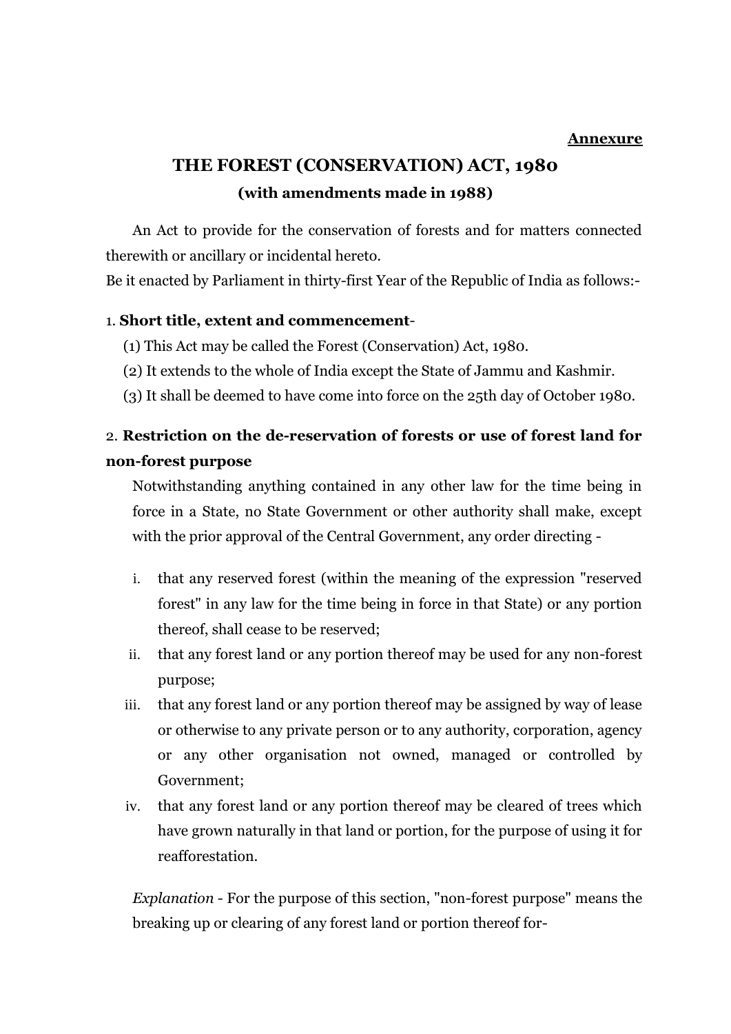**Annexure**

# THE FOREST (CONSERVATION) ACT, 1980

### (with amendments made in 1988)

An Act to provide for the conservation of forests and for matters connected therewith or ancillary or incidental hereto.

Be it enacted by Parliament in thirty-first Year of the Republic of India as follows:-

1. **Short title, extent and commencement**-

   (1) This Act may be called the Forest (Conservation) Act, 1980.

   (2) It extends to the whole of India except the State of Jammu and Kashmir.

   (3) It shall be deemed to have come into force on the 25th day of October 1980.

## 2. Restriction on the de-reservation of forests or use of forest land for non-forest purpose

Notwithstanding anything contained in any other law for the time being in force in a State, no State Government or other authority shall make, except with the prior approval of the Central Government, any order directing -

i. that any reserved forest (within the meaning of the expression "reserved forest" in any law for the time being in force in that State) or any portion thereof, shall cease to be reserved;

ii. that any forest land or any portion thereof may be used for any non-forest purpose;

iii. that any forest land or any portion thereof may be assigned by way of lease or otherwise to any private person or to any authority, corporation, agency or any other organisation not owned, managed or controlled by Government;

iv. that any forest land or any portion thereof may be cleared of trees which have grown naturally in that land or portion, for the purpose of using it for reafforestation.

*Explanation* - For the purpose of this section, "non-forest purpose" means the breaking up or clearing of any forest land or portion thereof for-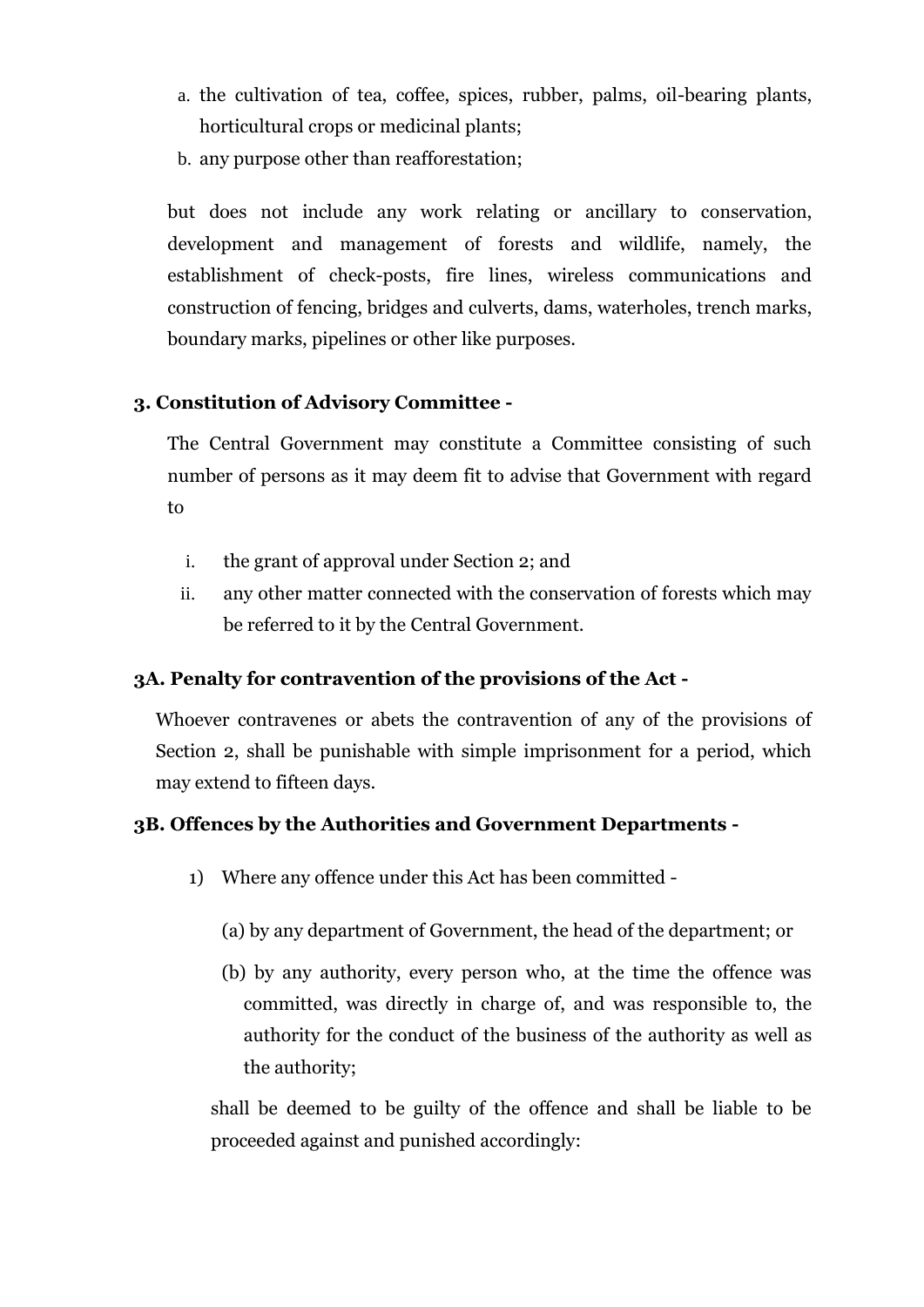a. the cultivation of tea, coffee, spices, rubber, palms, oil-bearing plants, horticultural crops or medicinal plants;
b. any purpose other than reafforestation;

but does not include any work relating or ancillary to conservation, development and management of forests and wildlife, namely, the establishment of check-posts, fire lines, wireless communications and construction of fencing, bridges and culverts, dams, waterholes, trench marks, boundary marks, pipelines or other like purposes.

**3. Constitution of Advisory Committee -**

The Central Government may constitute a Committee consisting of such number of persons as it may deem fit to advise that Government with regard to

i. the grant of approval under Section 2; and
ii. any other matter connected with the conservation of forests which may be referred to it by the Central Government.

**3A. Penalty for contravention of the provisions of the Act -**

Whoever contravenes or abets the contravention of any of the provisions of Section 2, shall be punishable with simple imprisonment for a period, which may extend to fifteen days.

**3B. Offences by the Authorities and Government Departments -**

1) Where any offence under this Act has been committed -

(a) by any department of Government, the head of the department; or

(b) by any authority, every person who, at the time the offence was committed, was directly in charge of, and was responsible to, the authority for the conduct of the business of the authority as well as the authority;

shall be deemed to be guilty of the offence and shall be liable to be proceeded against and punished accordingly: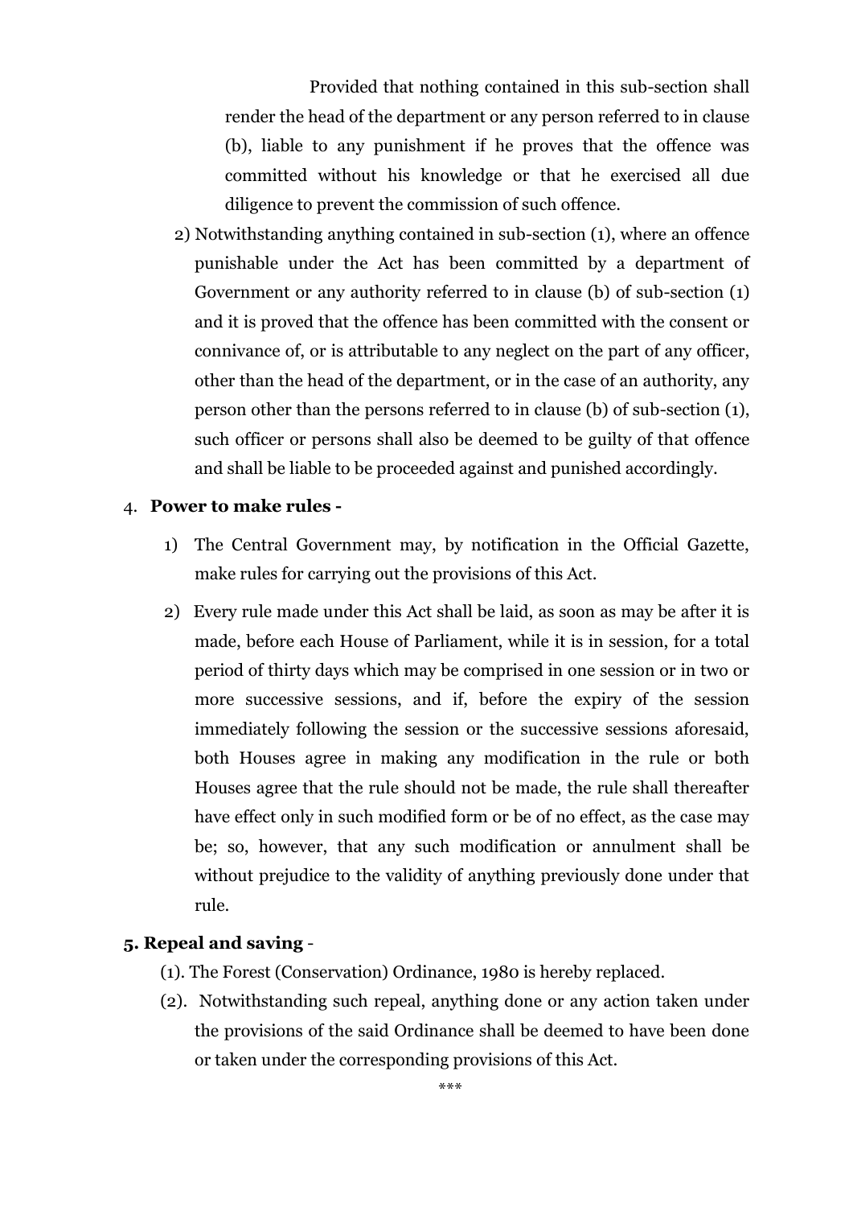Provided that nothing contained in this sub-section shall render the head of the department or any person referred to in clause (b), liable to any punishment if he proves that the offence was committed without his knowledge or that he exercised all due diligence to prevent the commission of such offence.

2) Notwithstanding anything contained in sub-section (1), where an offence punishable under the Act has been committed by a department of Government or any authority referred to in clause (b) of sub-section (1) and it is proved that the offence has been committed with the consent or connivance of, or is attributable to any neglect on the part of any officer, other than the head of the department, or in the case of an authority, any person other than the persons referred to in clause (b) of sub-section (1), such officer or persons shall also be deemed to be guilty of that offence and shall be liable to be proceeded against and punished accordingly.

4. **Power to make rules -**

1) The Central Government may, by notification in the Official Gazette, make rules for carrying out the provisions of this Act.

2) Every rule made under this Act shall be laid, as soon as may be after it is made, before each House of Parliament, while it is in session, for a total period of thirty days which may be comprised in one session or in two or more successive sessions, and if, before the expiry of the session immediately following the session or the successive sessions aforesaid, both Houses agree in making any modification in the rule or both Houses agree that the rule should not be made, the rule shall thereafter have effect only in such modified form or be of no effect, as the case may be; so, however, that any such modification or annulment shall be without prejudice to the validity of anything previously done under that rule.

**5. Repeal and saving** -

(1). The Forest (Conservation) Ordinance, 1980 is hereby replaced.

(2). Notwithstanding such repeal, anything done or any action taken under the provisions of the said Ordinance shall be deemed to have been done or taken under the corresponding provisions of this Act.

***